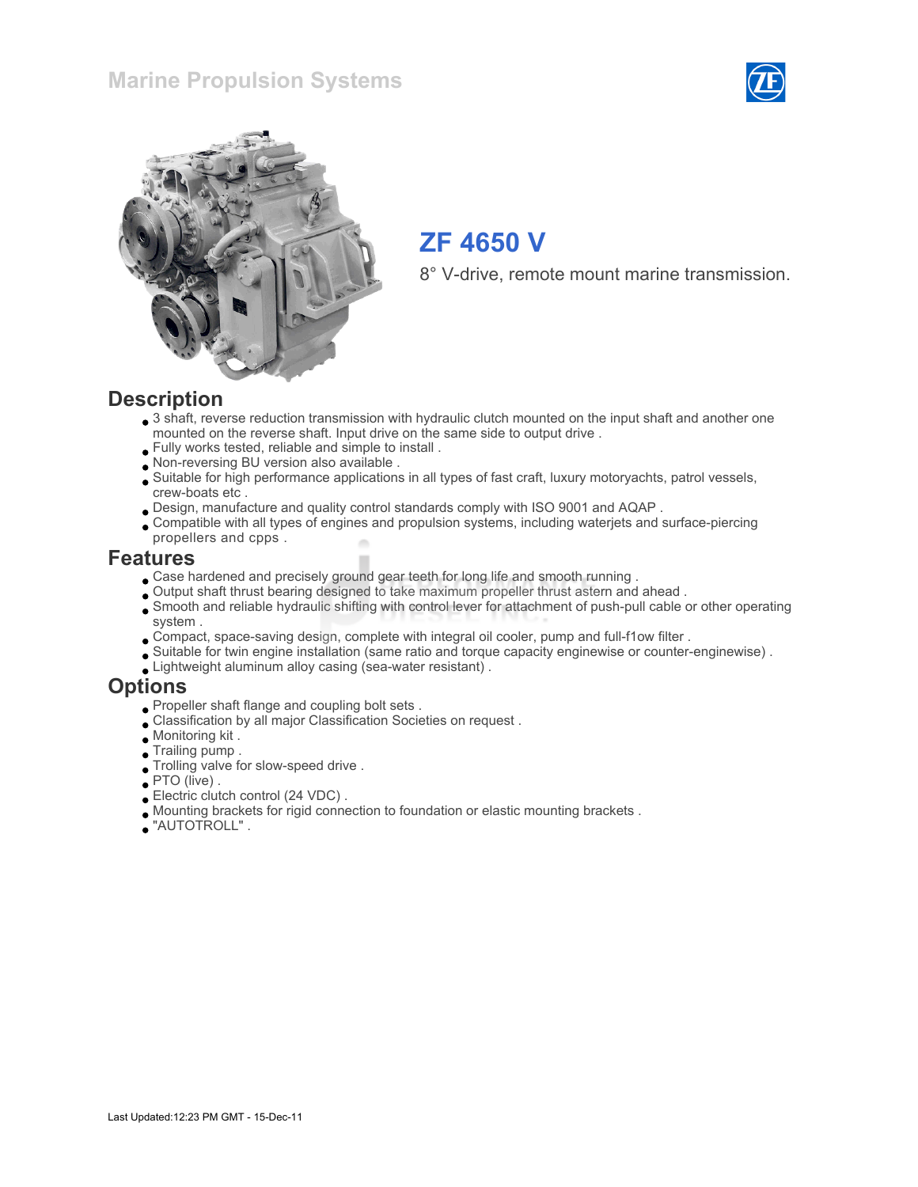# Marine Propulsion Systems

## ZF 4650 V

8° V-drive, remote mount marine transmission.

## Description

- 3 shaft, reverse reduction transmission with hydraulic clutch mounted on the input shaft and another one mounted on the reverse shaft. Input drive on the same side to output drive .
- Fully works tested, reliable and simple to install .
- Non-reversing BU version also available .
- Suitable for high performance applications in all types of fast craft, luxury motoryachts, patrol vessels, crew-boats etc .
- Design, manufacture and quality control standards comply with ISO 9001 and AQAP .
- Compatible with all types of engines and propulsion systems, including waterjets and surface-piercing propellers and cpps .

## Features

- Case hardened and precisely ground gear teeth for long life and smooth running .
- Output shaft thrust bearing designed to take maximum propeller thrust astern and ahead .
- Smooth and reliable hydraulic shifting with control lever for attachment of push-pull cable or other operating system .
- Compact, space-saving design, complete with integral oil cooler, pump and full-f1ow filter .
- Suitable for twin engine installation (same ratio and torque capacity enginewise or counter-enginewise) .
- Lightweight aluminum alloy casing (sea-water resistant) .

## Options

- Propeller shaft flange and coupling bolt sets .
- Classification by all major Classification Societies on request .
- Monitoring kit .
- Trailing pump .
- Trolling valve for slow-speed drive .
- PTO (live) .
- Electric clutch control (24 VDC) .
- Mounting brackets for rigid connection to foundation or elastic mounting brackets .
- "AUTOTROLL" .

Last Updated:12:23 PM GMT - 15-Dec-11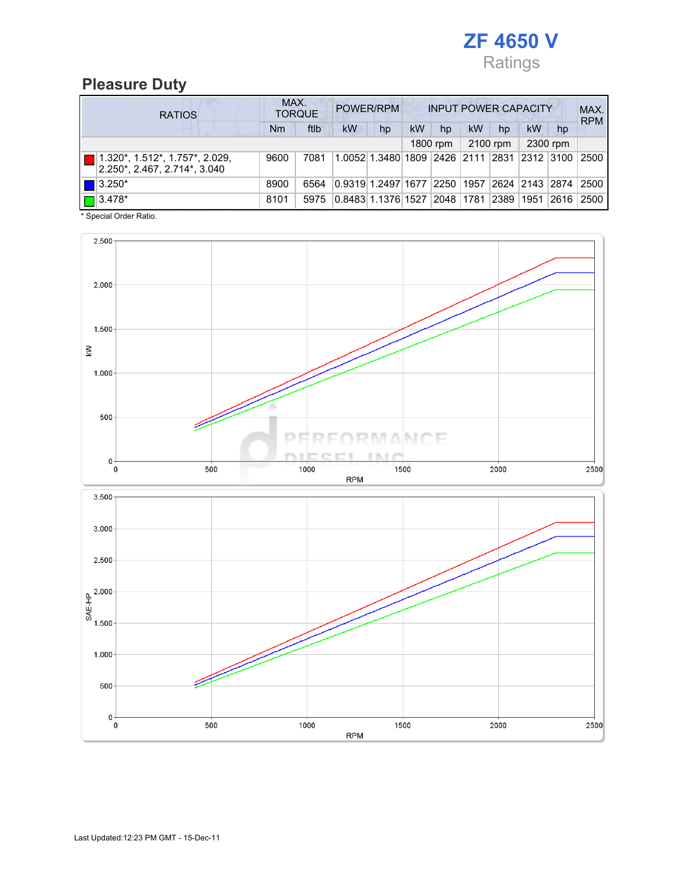# ZF 4650 V

Ratings

## Pleasure Duty

| RATIOS | MAX. TORQUE | | POWER/RPM | | INPUT POWER CAPACITY | | | | | | MAX. RPM |
|---|---|---|---|---|---|---|---|---|---|---|---|
| | Nm | ftlb | kW | hp | kW | hp | kW | hp | kW | hp | |
| | | | | | 1800 rpm | | 2100 rpm | | 2300 rpm | | |
| 1.320*, 1.512*, 1.757*, 2.029, 2.250*, 2.467, 2.714*, 3.040 | 9600 | 7081 | 1.0052 | 1.3480 | 1809 | 2426 | 2111 | 2831 | 2312 | 3100 | 2500 |
| 3.250* | 8900 | 6564 | 0.9319 | 1.2497 | 1677 | 2250 | 1957 | 2624 | 2143 | 2874 | 2500 |
| 3.478* | 8101 | 5975 | 0.8483 | 1.1376 | 1527 | 2048 | 1781 | 2389 | 1951 | 2616 | 2500 |

* Special Order Ratio.

Last Updated:12:23 PM GMT - 15-Dec-11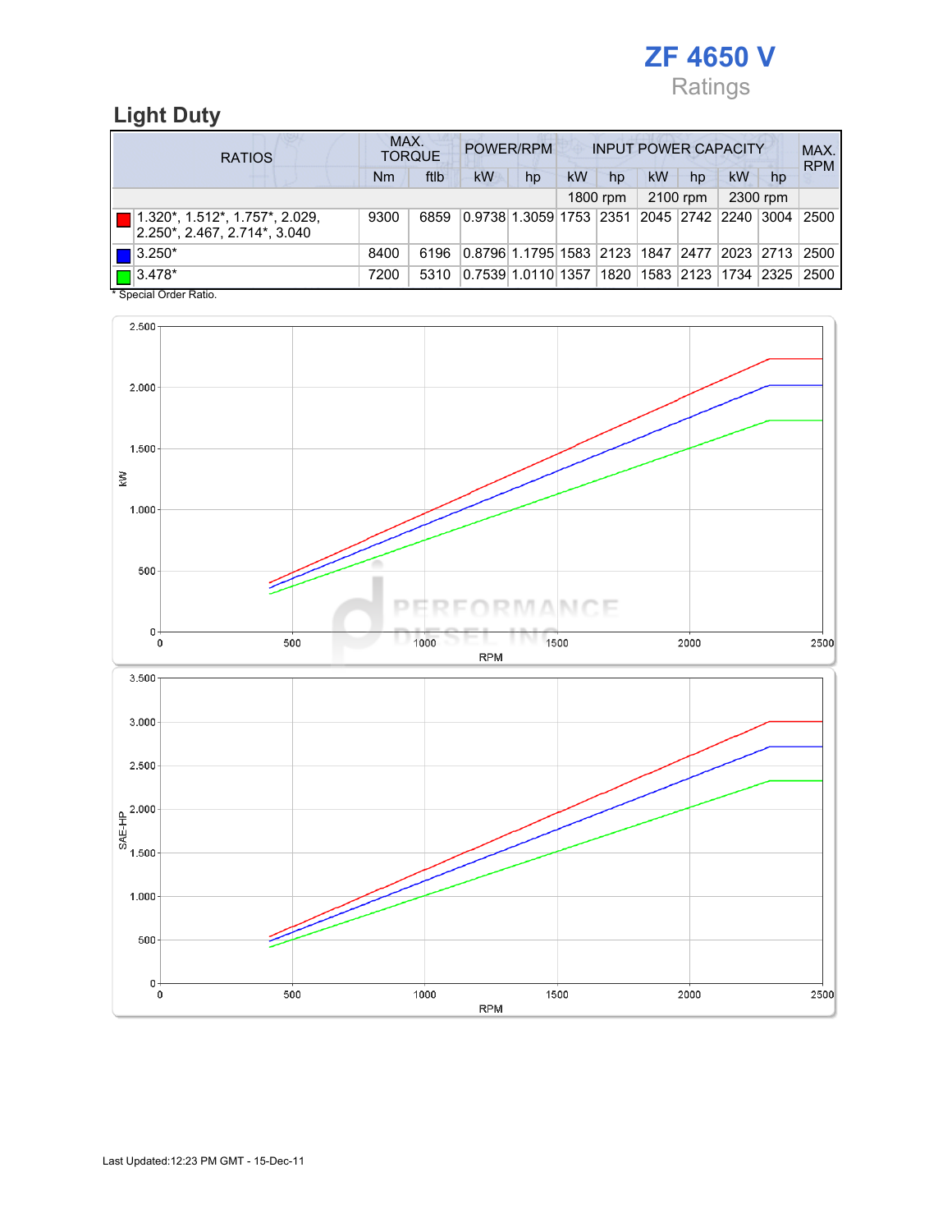# ZF 4650 V

Ratings

## Light Duty

| RATIOS | MAX. TORQUE | | POWER/RPM | | INPUT POWER CAPACITY | | | | | | MAX. RPM |
|---|---|---|---|---|---|---|---|---|---|---|---|
| | Nm | ftlb | kW | hp | kW | hp | kW | hp | kW | hp | |
| | | | | | 1800 rpm | | 2100 rpm | | 2300 rpm | | |
| 1.320*, 1.512*, 1.757*, 2.029, 2.250*, 2.467, 2.714*, 3.040 | 9300 | 6859 | 0.9738 | 1.3059 | 1753 | 2351 | 2045 | 2742 | 2240 | 3004 | 2500 |
| 3.250* | 8400 | 6196 | 0.8796 | 1.1795 | 1583 | 2123 | 1847 | 2477 | 2023 | 2713 | 2500 |
| 3.478* | 7200 | 5310 | 0.7539 | 1.0110 | 1357 | 1820 | 1583 | 2123 | 1734 | 2325 | 2500 |

* Special Order Ratio.

Last Updated:12:23 PM GMT - 15-Dec-11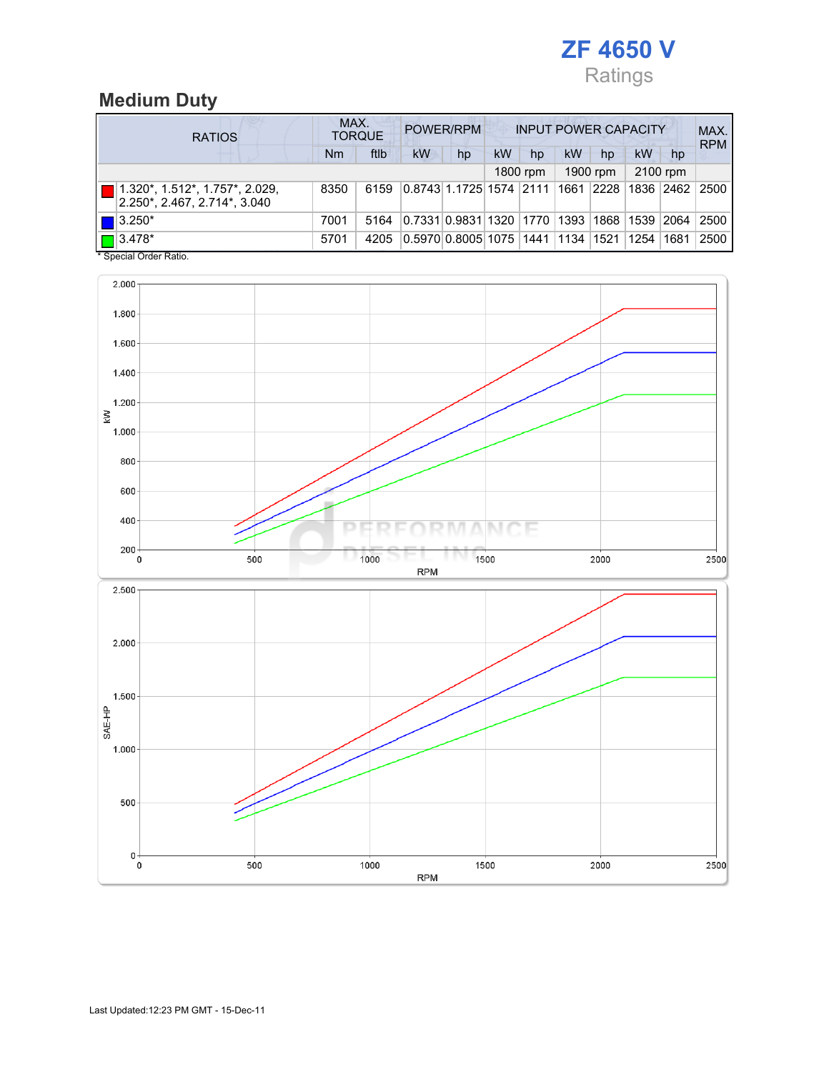# ZF 4650 V

Ratings

## Medium Duty

| RATIOS | MAX. TORQUE | | POWER/RPM | | INPUT POWER CAPACITY | | | | | | MAX. RPM |
|---|---|---|---|---|---|---|---|---|---|---|---|
| | Nm | ftlb | kW | hp | kW | hp | kW | hp | kW | hp | |
| | | | | | 1800 rpm | | 1900 rpm | | 2100 rpm | | |
| 1.320*, 1.512*, 1.757*, 2.029, 2.250*, 2.467, 2.714*, 3.040 | 8350 | 6159 | 0.8743 | 1.1725 | 1574 | 2111 | 1661 | 2228 | 1836 | 2462 | 2500 |
| 3.250* | 7001 | 5164 | 0.7331 | 0.9831 | 1320 | 1770 | 1393 | 1868 | 1539 | 2064 | 2500 |
| 3.478* | 5701 | 4205 | 0.5970 | 0.8005 | 1075 | 1441 | 1134 | 1521 | 1254 | 1681 | 2500 |

* Special Order Ratio.

Last Updated:12:23 PM GMT - 15-Dec-11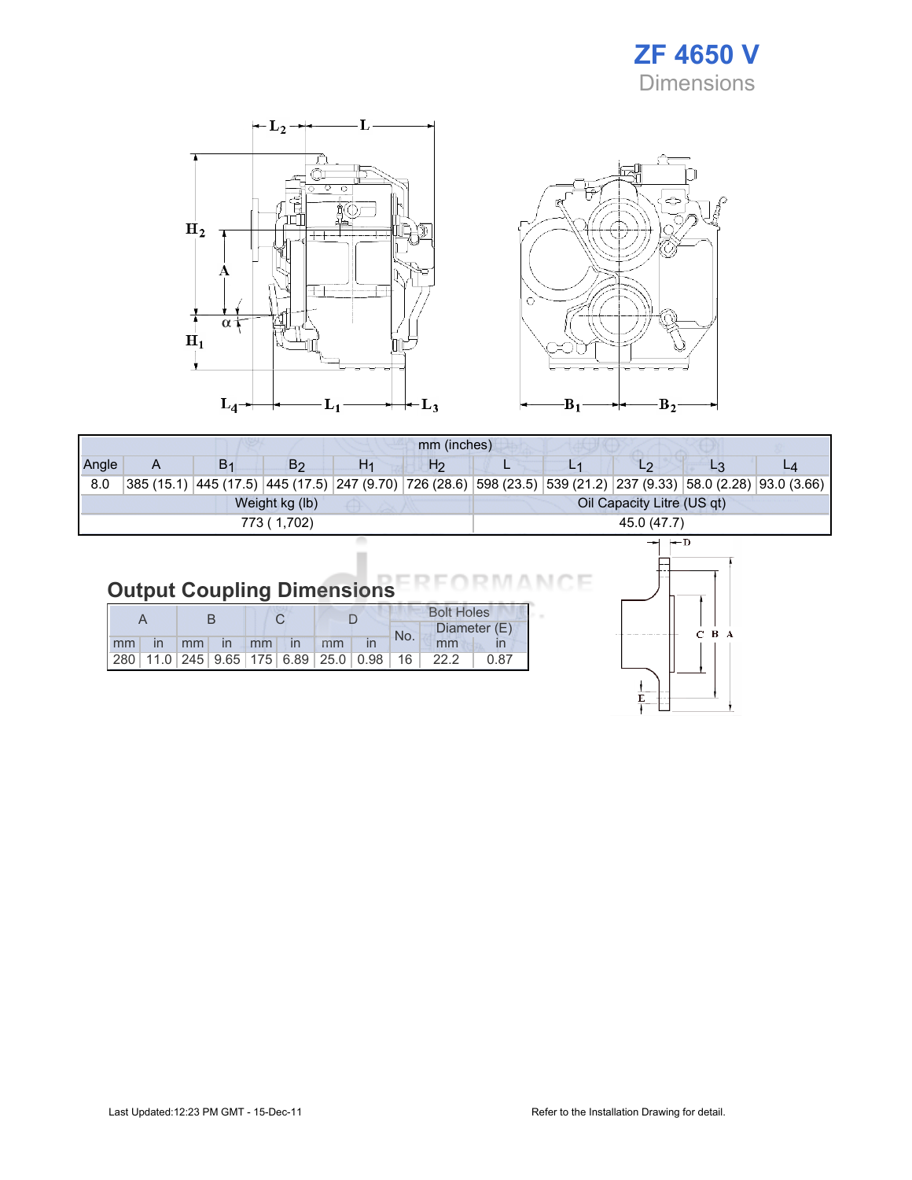# ZF 4650 V

## Dimensions

| Angle | A | $B_1$ | $B_2$ | $H_1$ | $H_2$ | L | $L_1$ | $L_2$ | $L_3$ | $L_4$ |
|---|---|---|---|---|---|---|---|---|---|---|
| | mm (inches) | | | | | | | | | |
| 8.0 | 385 (15.1) | 445 (17.5) | 445 (17.5) | 247 (9.70) | 726 (28.6) | 598 (23.5) | 539 (21.2) | 237 (9.33) | 58.0 (2.28) | 93.0 (3.66) |

| Weight kg (lb) | Oil Capacity Litre (US qt) |
|---|---|
| 773 ( 1,702) | 45.0 (47.7) |

## Output Coupling Dimensions

| A | | B | | C | | D | | Bolt Holes | | |
|---|---|---|---|---|---|---|---|---|---|---|
| | | | | | | | | No. | Diameter (E) | |
| mm | in | mm | in | mm | in | mm | in | | mm | in |
| 280 | 11.0 | 245 | 9.65 | 175 | 6.89 | 25.0 | 0.98 | 16 | 22.2 | 0.87 |

Last Updated:12:23 PM GMT - 15-Dec-11

Refer to the Installation Drawing for detail.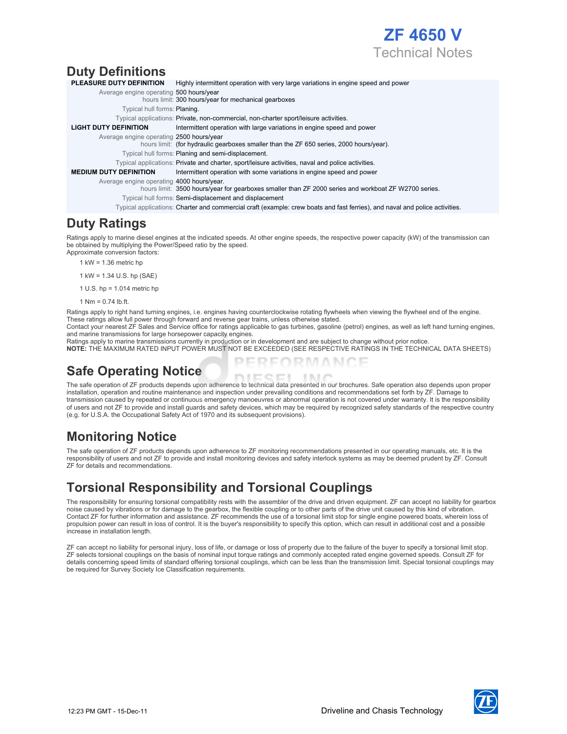# ZF 4650 V

Technical Notes

## Duty Definitions

| | |
|---|---|
| **PLEASURE DUTY DEFINITION** | Highly intermittent operation with very large variations in engine speed and power |
| Average engine operating hours limit: | 500 hours/year<br>300 hours/year for mechanical gearboxes |
| Typical hull forms: | Planing. |
| Typical applications: | Private, non-commercial, non-charter sport/leisure activities. |
| **LIGHT DUTY DEFINITION** | Intermittent operation with large variations in engine speed and power |
| Average engine operating hours limit: | 2500 hours/year<br>(for hydraulic gearboxes smaller than the ZF 650 series, 2000 hours/year). |
| Typical hull forms: | Planing and semi-displacement. |
| Typical applications: | Private and charter, sport/leisure activities, naval and police activities. |
| **MEDIUM DUTY DEFINITION** | Intermittent operation with some variations in engine speed and power |
| Average engine operating hours limit: | 4000 hours/year.<br>3500 hours/year for gearboxes smaller than ZF 2000 series and workboat ZF W2700 series. |
| Typical hull forms: | Semi-displacement and displacement |
| Typical applications: | Charter and commercial craft (example: crew boats and fast ferries), and naval and police activities. |

## Duty Ratings

Ratings apply to marine diesel engines at the indicated speeds. At other engine speeds, the respective power capacity (kW) of the transmission can be obtained by multiplying the Power/Speed ratio by the speed.
Approximate conversion factors:

1 kW = 1.36 metric hp

1 kW = 1.34 U.S. hp (SAE)

1 U.S. hp = 1.014 metric hp

1 Nm = 0.74 lb.ft.

Ratings apply to right hand turning engines, i.e. engines having counterclockwise rotating flywheels when viewing the flywheel end of the engine. These ratings allow full power through forward and reverse gear trains, unless otherwise stated.
Contact your nearest ZF Sales and Service office for ratings applicable to gas turbines, gasoline (petrol) engines, as well as left hand turning engines, and marine transmissions for large horsepower capacity engines.
Ratings apply to marine transmissions currently in production or in development and are subject to change without prior notice.
**NOTE:** THE MAXIMUM RATED INPUT POWER MUST NOT BE EXCEEDED (SEE RESPECTIVE RATINGS IN THE TECHNICAL DATA SHEETS)

## Safe Operating Notice

The safe operation of ZF products depends upon adherence to technical data presented in our brochures. Safe operation also depends upon proper installation, operation and routine maintenance and inspection under prevailing conditions and recommendations set forth by ZF. Damage to transmission caused by repeated or continuous emergency manoeuvres or abnormal operation is not covered under warranty. It is the responsibility of users and not ZF to provide and install guards and safety devices, which may be required by recognized safety standards of the respective country (e.g. for U.S.A. the Occupational Safety Act of 1970 and its subsequent provisions).

## Monitoring Notice

The safe operation of ZF products depends upon adherence to ZF monitoring recommendations presented in our operating manuals, etc. It is the responsibility of users and not ZF to provide and install monitoring devices and safety interlock systems as may be deemed prudent by ZF. Consult ZF for details and recommendations.

## Torsional Responsibility and Torsional Couplings

The responsibility for ensuring torsional compatibility rests with the assembler of the drive and driven equipment. ZF can accept no liability for gearbox noise caused by vibrations or for damage to the gearbox, the flexible coupling or to other parts of the drive unit caused by this kind of vibration. Contact ZF for further information and assistance. ZF recommends the use of a torsional limit stop for single engine powered boats, wherein loss of propulsion power can result in loss of control. It is the buyer's responsibility to specify this option, which can result in additional cost and a possible increase in installation length.

ZF can accept no liability for personal injury, loss of life, or damage or loss of property due to the failure of the buyer to specify a torsional limit stop. ZF selects torsional couplings on the basis of nominal input torque ratings and commonly accepted rated engine governed speeds. Consult ZF for details concerning speed limits of standard offering torsional couplings, which can be less than the transmission limit. Special torsional couplings may be required for Survey Society Ice Classification requirements.